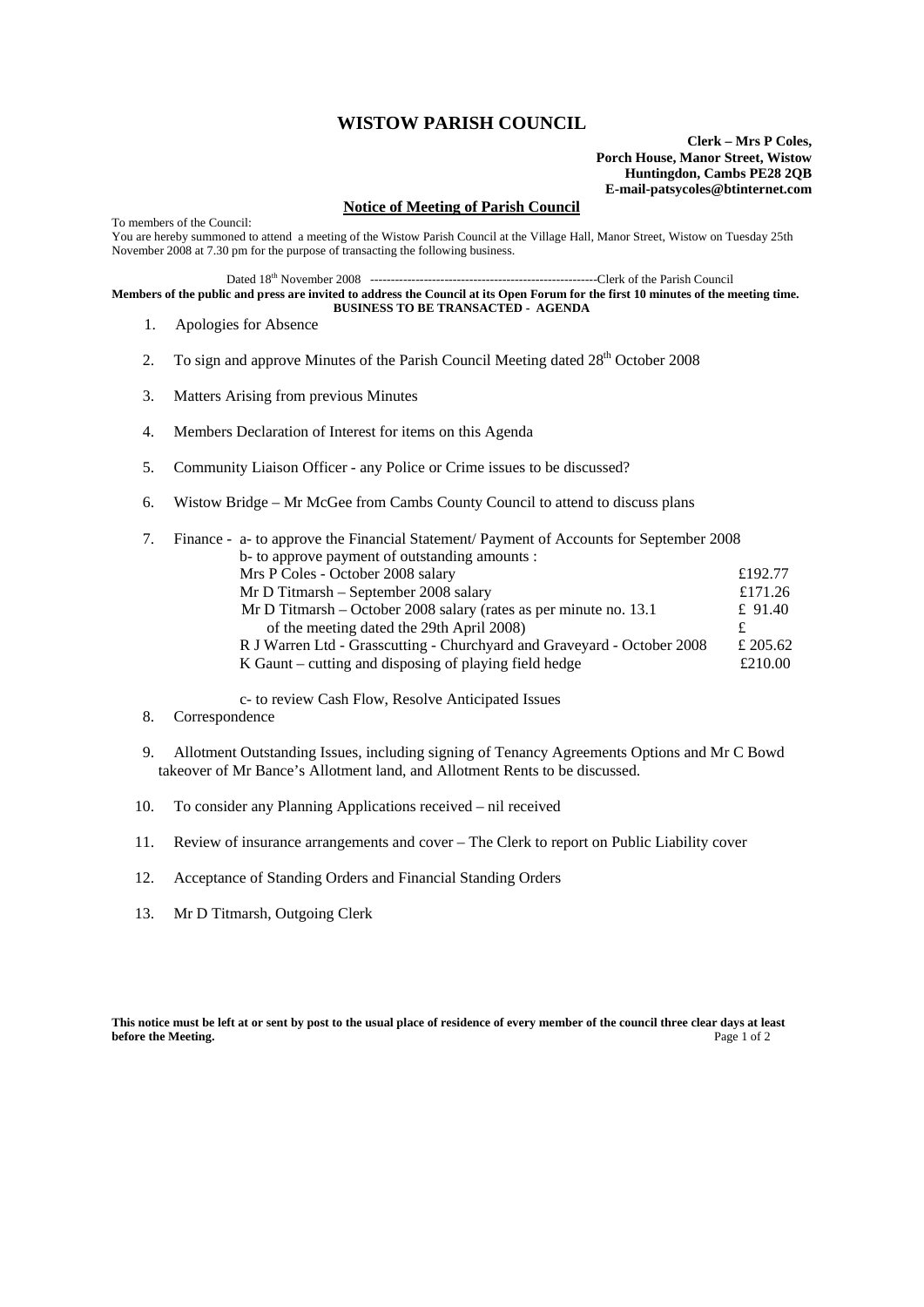# WISTOW PARISH COUNCIL

**Clerk – Mrs P Coles,**
**Porch House, Manor Street, Wistow**
**Huntingdon, Cambs PE28 2QB**
**E-mail-patsycoles@btinternet.com**

## Notice of Meeting of Parish Council

To members of the Council:
You are hereby summoned to attend a meeting of the Wistow Parish Council at the Village Hall, Manor Street, Wistow on Tuesday 25th November 2008 at 7.30 pm for the purpose of transacting the following business.

Dated 18th November 2008 --------------------------------------------------------Clerk of the Parish Council

**Members of the public and press are invited to address the Council at its Open Forum for the first 10 minutes of the meeting time.**

**BUSINESS TO BE TRANSACTED - AGENDA**

1. Apologies for Absence

2. To sign and approve Minutes of the Parish Council Meeting dated 28th October 2008

3. Matters Arising from previous Minutes

4. Members Declaration of Interest for items on this Agenda

5. Community Liaison Officer - any Police or Crime issues to be discussed?

6. Wistow Bridge – Mr McGee from Cambs County Council to attend to discuss plans

7. Finance - a- to approve the Financial Statement/ Payment of Accounts for September 2008
   b- to approve payment of outstanding amounts :

| | |
|---|---|
| Mrs P Coles - October 2008 salary | £192.77 |
| Mr D Titmarsh – September 2008 salary | £171.26 |
| Mr D Titmarsh – October 2008 salary (rates as per minute no. 13.1 | £ 91.40 |
| of the meeting dated the 29th April 2008) | £ |
| R J Warren Ltd - Grasscutting - Churchyard and Graveyard - October 2008 | £ 205.62 |
| K Gaunt – cutting and disposing of playing field hedge | £210.00 |

   c- to review Cash Flow, Resolve Anticipated Issues

8. Correspondence

9. Allotment Outstanding Issues, including signing of Tenancy Agreements Options and Mr C Bowd takeover of Mr Bance's Allotment land, and Allotment Rents to be discussed.

10. To consider any Planning Applications received – nil received

11. Review of insurance arrangements and cover – The Clerk to report on Public Liability cover

12. Acceptance of Standing Orders and Financial Standing Orders

13. Mr D Titmarsh, Outgoing Clerk

**This notice must be left at or sent by post to the usual place of residence of every member of the council three clear days at least before the Meeting.**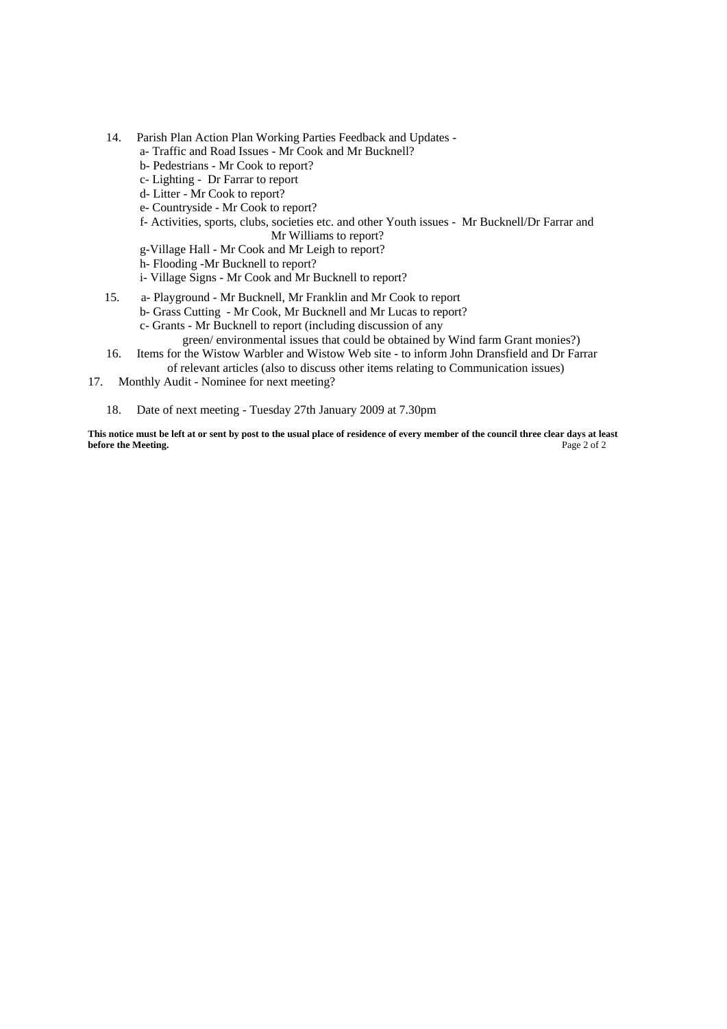14. Parish Plan Action Plan Working Parties Feedback and Updates -
    - a- Traffic and Road Issues - Mr Cook and Mr Bucknell?
    - b- Pedestrians - Mr Cook to report?
    - c- Lighting - Dr Farrar to report
    - d- Litter - Mr Cook to report?
    - e- Countryside - Mr Cook to report?
    - f- Activities, sports, clubs, societies etc. and other Youth issues - Mr Bucknell/Dr Farrar and Mr Williams to report?
    - g-Village Hall - Mr Cook and Mr Leigh to report?
    - h- Flooding -Mr Bucknell to report?
    - i- Village Signs - Mr Cook and Mr Bucknell to report?
15. a- Playground - Mr Bucknell, Mr Franklin and Mr Cook to report
    - b- Grass Cutting - Mr Cook, Mr Bucknell and Mr Lucas to report?
    - c- Grants - Mr Bucknell to report (including discussion of any green/ environmental issues that could be obtained by Wind farm Grant monies?)
16. Items for the Wistow Warbler and Wistow Web site - to inform John Dransfield and Dr Farrar of relevant articles (also to discuss other items relating to Communication issues)
17. Monthly Audit - Nominee for next meeting?
18. Date of next meeting - Tuesday 27th January 2009 at 7.30pm

**This notice must be left at or sent by post to the usual place of residence of every member of the council three clear days at least before the Meeting.**